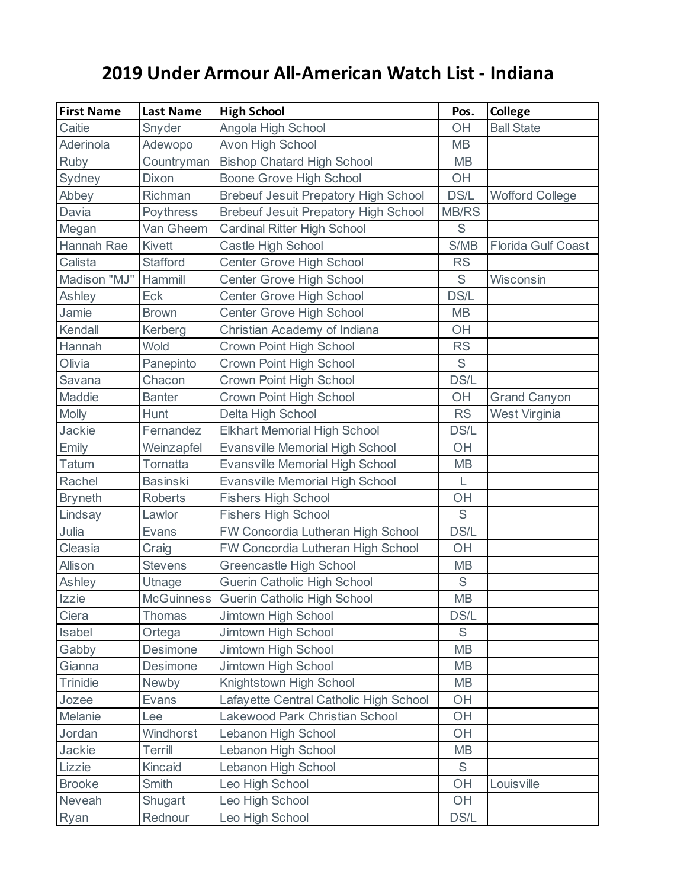# 2019 Under Armour All-American Watch List - Indiana

| First Name | Last Name | High School | Pos. | College |
|---|---|---|---|---|
| Caitie | Snyder | Angola High School | OH | Ball State |
| Aderinola | Adewopo | Avon High School | MB | |
| Ruby | Countryman | Bishop Chatard High School | MB | |
| Sydney | Dixon | Boone Grove High School | OH | |
| Abbey | Richman | Brebeuf Jesuit Preparatory High School | DS/L | Wofford College |
| Davia | Poythress | Brebeuf Jesuit Preparatory High School | MB/RS | |
| Megan | Van Gheem | Cardinal Ritter High School | S | |
| Hannah Rae | Kivett | Castle High School | S/MB | Florida Gulf Coast |
| Calista | Stafford | Center Grove High School | RS | |
| Madison "MJ" | Hammill | Center Grove High School | S | Wisconsin |
| Ashley | Eck | Center Grove High School | DS/L | |
| Jamie | Brown | Center Grove High School | MB | |
| Kendall | Kerberg | Christian Academy of Indiana | OH | |
| Hannah | Wold | Crown Point High School | RS | |
| Olivia | Panepinto | Crown Point High School | S | |
| Savana | Chacon | Crown Point High School | DS/L | |
| Maddie | Banter | Crown Point High School | OH | Grand Canyon |
| Molly | Hunt | Delta High School | RS | West Virginia |
| Jackie | Fernandez | Elkhart Memorial High School | DS/L | |
| Emily | Weinzapfel | Evansville Memorial High School | OH | |
| Tatum | Tornatta | Evansville Memorial High School | MB | |
| Rachel | Basinski | Evansville Memorial High School | L | |
| Bryneth | Roberts | Fishers High School | OH | |
| Lindsay | Lawlor | Fishers High School | S | |
| Julia | Evans | FW Concordia Lutheran High School | DS/L | |
| Cleasia | Craig | FW Concordia Lutheran High School | OH | |
| Allison | Stevens | Greencastle High School | MB | |
| Ashley | Utnage | Guerin Catholic High School | S | |
| Izzie | McGuinness | Guerin Catholic High School | MB | |
| Ciera | Thomas | Jimtown High School | DS/L | |
| Isabel | Ortega | Jimtown High School | S | |
| Gabby | Desimone | Jimtown High School | MB | |
| Gianna | Desimone | Jimtown High School | MB | |
| Trinidie | Newby | Knightstown High School | MB | |
| Jozee | Evans | Lafayette Central Catholic High School | OH | |
| Melanie | Lee | Lakewood Park Christian School | OH | |
| Jordan | Windhorst | Lebanon High School | OH | |
| Jackie | Terrill | Lebanon High School | MB | |
| Lizzie | Kincaid | Lebanon High School | S | |
| Brooke | Smith | Leo High School | OH | Louisville |
| Neveah | Shugart | Leo High School | OH | |
| Ryan | Rednour | Leo High School | DS/L | |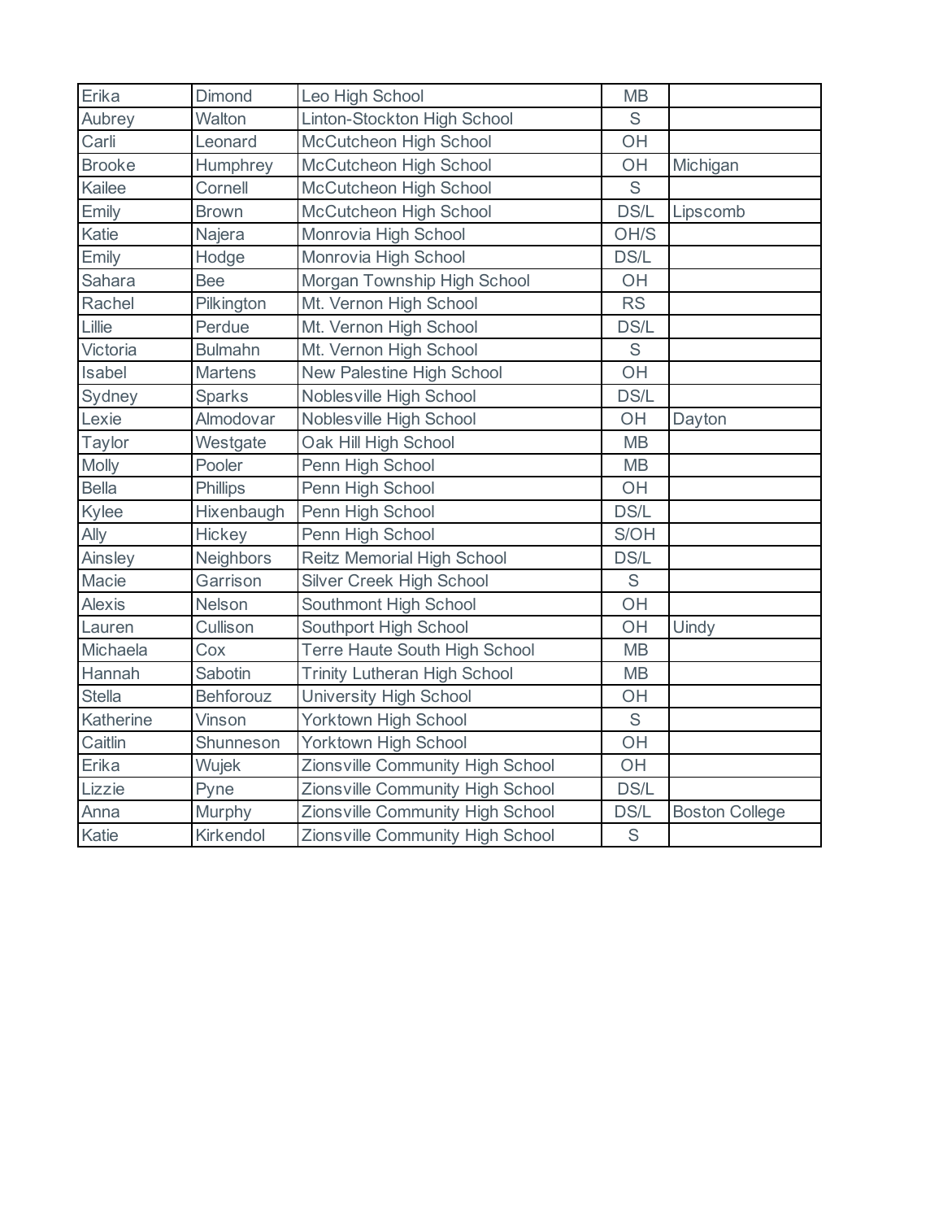| | | | | |
|---|---|---|---|---|
| Erika | Dimond | Leo High School | MB | |
| Aubrey | Walton | Linton-Stockton High School | S | |
| Carli | Leonard | McCutcheon High School | OH | |
| Brooke | Humphrey | McCutcheon High School | OH | Michigan |
| Kailee | Cornell | McCutcheon High School | S | |
| Emily | Brown | McCutcheon High School | DS/L | Lipscomb |
| Katie | Najera | Monrovia High School | OH/S | |
| Emily | Hodge | Monrovia High School | DS/L | |
| Sahara | Bee | Morgan Township High School | OH | |
| Rachel | Pilkington | Mt. Vernon High School | RS | |
| Lillie | Perdue | Mt. Vernon High School | DS/L | |
| Victoria | Bulmahn | Mt. Vernon High School | S | |
| Isabel | Martens | New Palestine High School | OH | |
| Sydney | Sparks | Noblesville High School | DS/L | |
| Lexie | Almodovar | Noblesville High School | OH | Dayton |
| Taylor | Westgate | Oak Hill High School | MB | |
| Molly | Pooler | Penn High School | MB | |
| Bella | Phillips | Penn High School | OH | |
| Kylee | Hixenbaugh | Penn High School | DS/L | |
| Ally | Hickey | Penn High School | S/OH | |
| Ainsley | Neighbors | Reitz Memorial High School | DS/L | |
| Macie | Garrison | Silver Creek High School | S | |
| Alexis | Nelson | Southmont High School | OH | |
| Lauren | Cullison | Southport High School | OH | Uindy |
| Michaela | Cox | Terre Haute South High School | MB | |
| Hannah | Sabotin | Trinity Lutheran High School | MB | |
| Stella | Behforouz | University High School | OH | |
| Katherine | Vinson | Yorktown High School | S | |
| Caitlin | Shunneson | Yorktown High School | OH | |
| Erika | Wujek | Zionsville Community High School | OH | |
| Lizzie | Pyne | Zionsville Community High School | DS/L | |
| Anna | Murphy | Zionsville Community High School | DS/L | Boston College |
| Katie | Kirkendol | Zionsville Community High School | S | |